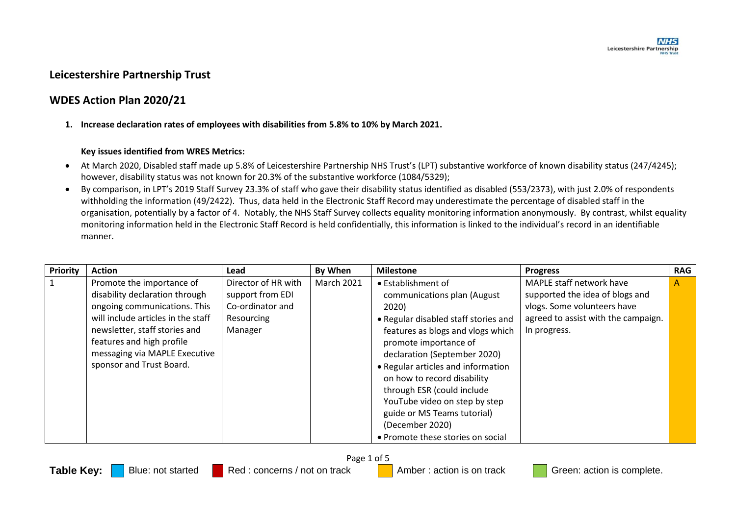# Leicestershire Partnership Trust

## WDES Action Plan 2020/21

1. **Increase declaration rates of employees with disabilities from 5.8% to 10% by March 2021.**

**Key issues identified from WRES Metrics:**

- At March 2020, Disabled staff made up 5.8% of Leicestershire Partnership NHS Trust's (LPT) substantive workforce of known disability status (247/4245); however, disability status was not known for 20.3% of the substantive workforce (1084/5329);
- By comparison, in LPT's 2019 Staff Survey 23.3% of staff who gave their disability status identified as disabled (553/2373), with just 2.0% of respondents withholding the information (49/2422). Thus, data held in the Electronic Staff Record may underestimate the percentage of disabled staff in the organisation, potentially by a factor of 4. Notably, the NHS Staff Survey collects equality monitoring information anonymously. By contrast, whilst equality monitoring information held in the Electronic Staff Record is held confidentially, this information is linked to the individual's record in an identifiable manner.

| Priority | Action | Lead | By When | Milestone | Progress | RAG |
|---|---|---|---|---|---|---|
| 1 | Promote the importance of disability declaration through ongoing communications. This will include articles in the staff newsletter, staff stories and features and high profile messaging via MAPLE Executive sponsor and Trust Board. | Director of HR with support from EDI Co-ordinator and Resourcing Manager | March 2021 | • Establishment of communications plan (August 2020)<br>• Regular disabled staff stories and features as blogs and vlogs which promote importance of declaration (September 2020)<br>• Regular articles and information on how to record disability through ESR (could include YouTube video on step by step guide or MS Teams tutorial) (December 2020)<br>• Promote these stories on social | MAPLE staff network have supported the idea of blogs and vlogs. Some volunteers have agreed to assist with the campaign. In progress. | A |

**Table Key:** Blue: not started | Red : concerns / not on track | Amber : action is on track | Green: action is complete.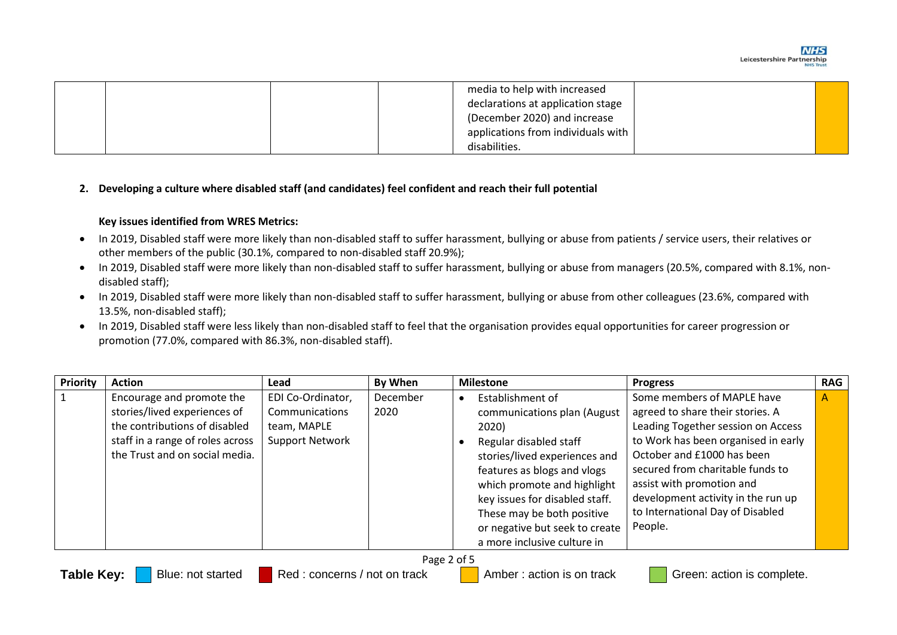| | | | | media to help with increased declarations at application stage (December 2020) and increase applications from individuals with disabilities. | | |
|---|---|---|---|---|---|---|

**2. Developing a culture where disabled staff (and candidates) feel confident and reach their full potential**

**Key issues identified from WRES Metrics:**

- In 2019, Disabled staff were more likely than non-disabled staff to suffer harassment, bullying or abuse from patients / service users, their relatives or other members of the public (30.1%, compared to non-disabled staff 20.9%);
- In 2019, Disabled staff were more likely than non-disabled staff to suffer harassment, bullying or abuse from managers (20.5%, compared with 8.1%, non-disabled staff);
- In 2019, Disabled staff were more likely than non-disabled staff to suffer harassment, bullying or abuse from other colleagues (23.6%, compared with 13.5%, non-disabled staff);
- In 2019, Disabled staff were less likely than non-disabled staff to feel that the organisation provides equal opportunities for career progression or promotion (77.0%, compared with 86.3%, non-disabled staff).

| Priority | Action | Lead | By When | Milestone | Progress | RAG |
|---|---|---|---|---|---|---|
| 1 | Encourage and promote the stories/lived experiences of the contributions of disabled staff in a range of roles across the Trust and on social media. | EDI Co-Ordinator, Communications team, MAPLE Support Network | December 2020 | • Establishment of communications plan (August 2020)<br>• Regular disabled staff stories/lived experiences and features as blogs and vlogs which promote and highlight key issues for disabled staff. These may be both positive or negative but seek to create a more inclusive culture in | Some members of MAPLE have agreed to share their stories. A Leading Together session on Access to Work has been organised in early October and £1000 has been secured from charitable funds to assist with promotion and development activity in the run up to International Day of Disabled People. | A |

**Table Key:** Blue: not started | Red : concerns / not on track | Amber : action is on track | Green: action is complete.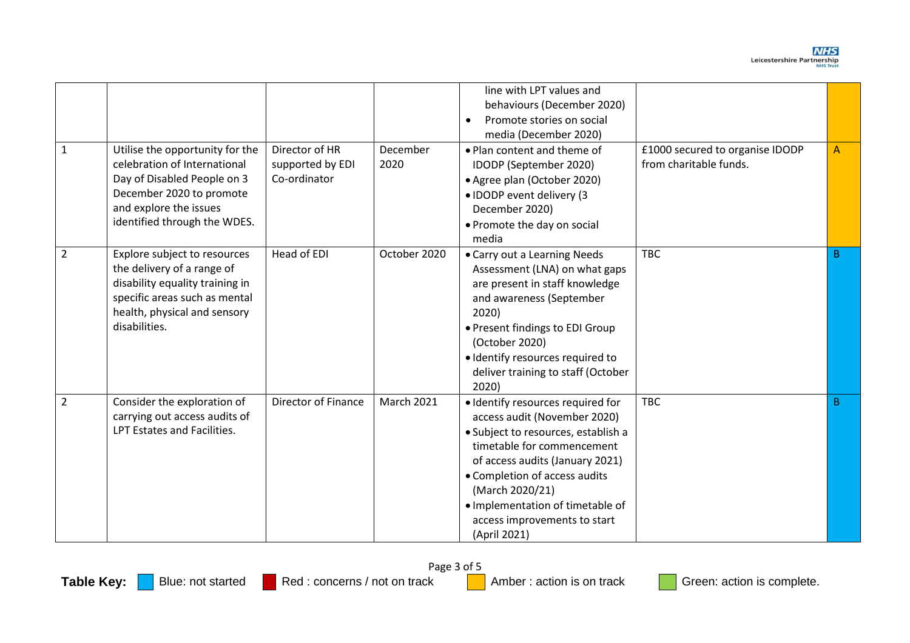| | | | | | | |
|---|---|---|---|---|---|---|
| | | | | line with LPT values and behaviours (December 2020)<br>• Promote stories on social media (December 2020) | | |
| 1 | Utilise the opportunity for the celebration of International Day of Disabled People on 3 December 2020 to promote and explore the issues identified through the WDES. | Director of HR supported by EDI Co-ordinator | December 2020 | • Plan content and theme of IDODP (September 2020)<br>• Agree plan (October 2020)<br>• IDODP event delivery (3 December 2020)<br>• Promote the day on social media | £1000 secured to organise IDODP from charitable funds. | A |
| 2 | Explore subject to resources the delivery of a range of disability equality training in specific areas such as mental health, physical and sensory disabilities. | Head of EDI | October 2020 | • Carry out a Learning Needs Assessment (LNA) on what gaps are present in staff knowledge and awareness (September 2020)<br>• Present findings to EDI Group (October 2020)<br>• Identify resources required to deliver training to staff (October 2020) | TBC | B |
| 2 | Consider the exploration of carrying out access audits of LPT Estates and Facilities. | Director of Finance | March 2021 | • Identify resources required for access audit (November 2020)<br>• Subject to resources, establish a timetable for commencement of access audits (January 2021)<br>• Completion of access audits (March 2020/21)<br>• Implementation of timetable of access improvements to start (April 2021) | TBC | B |

**Table Key:** Blue: not started | Red : concerns / not on track | Amber : action is on track | Green: action is complete.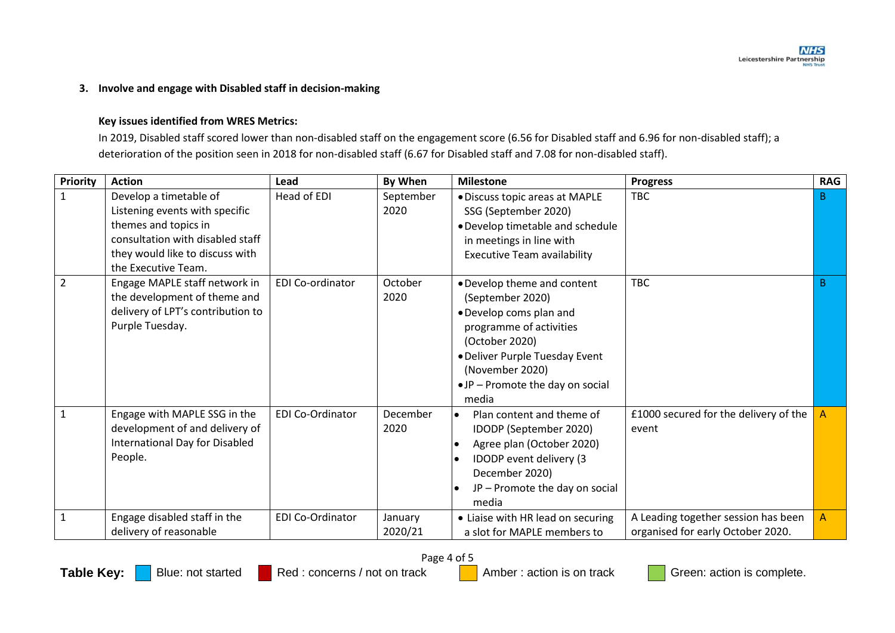### 3. Involve and engage with Disabled staff in decision-making

**Key issues identified from WRES Metrics:**

In 2019, Disabled staff scored lower than non-disabled staff on the engagement score (6.56 for Disabled staff and 6.96 for non-disabled staff); a deterioration of the position seen in 2018 for non-disabled staff (6.67 for Disabled staff and 7.08 for non-disabled staff).

| Priority | Action | Lead | By When | Milestone | Progress | RAG |
|---|---|---|---|---|---|---|
| 1 | Develop a timetable of Listening events with specific themes and topics in consultation with disabled staff they would like to discuss with the Executive Team. | Head of EDI | September 2020 | • Discuss topic areas at MAPLE SSG (September 2020)<br>• Develop timetable and schedule in meetings in line with Executive Team availability | TBC | B |
| 2 | Engage MAPLE staff network in the development of theme and delivery of LPT's contribution to Purple Tuesday. | EDI Co-ordinator | October 2020 | • Develop theme and content (September 2020)<br>• Develop coms plan and programme of activities (October 2020)<br>• Deliver Purple Tuesday Event (November 2020)<br>• JP – Promote the day on social media | TBC | B |
| 1 | Engage with MAPLE SSG in the development of and delivery of International Day for Disabled People. | EDI Co-Ordinator | December 2020 | • Plan content and theme of IDODP (September 2020)<br>• Agree plan (October 2020)<br>• IDODP event delivery (3 December 2020)<br>• JP – Promote the day on social media | £1000 secured for the delivery of the event | A |
| 1 | Engage disabled staff in the delivery of reasonable | EDI Co-Ordinator | January 2020/21 | • Liaise with HR lead on securing a slot for MAPLE members to | A Leading together session has been organised for early October 2020. | A |

**Table Key:** Blue: not started | Red : concerns / not on track | Amber : action is on track | Green: action is complete.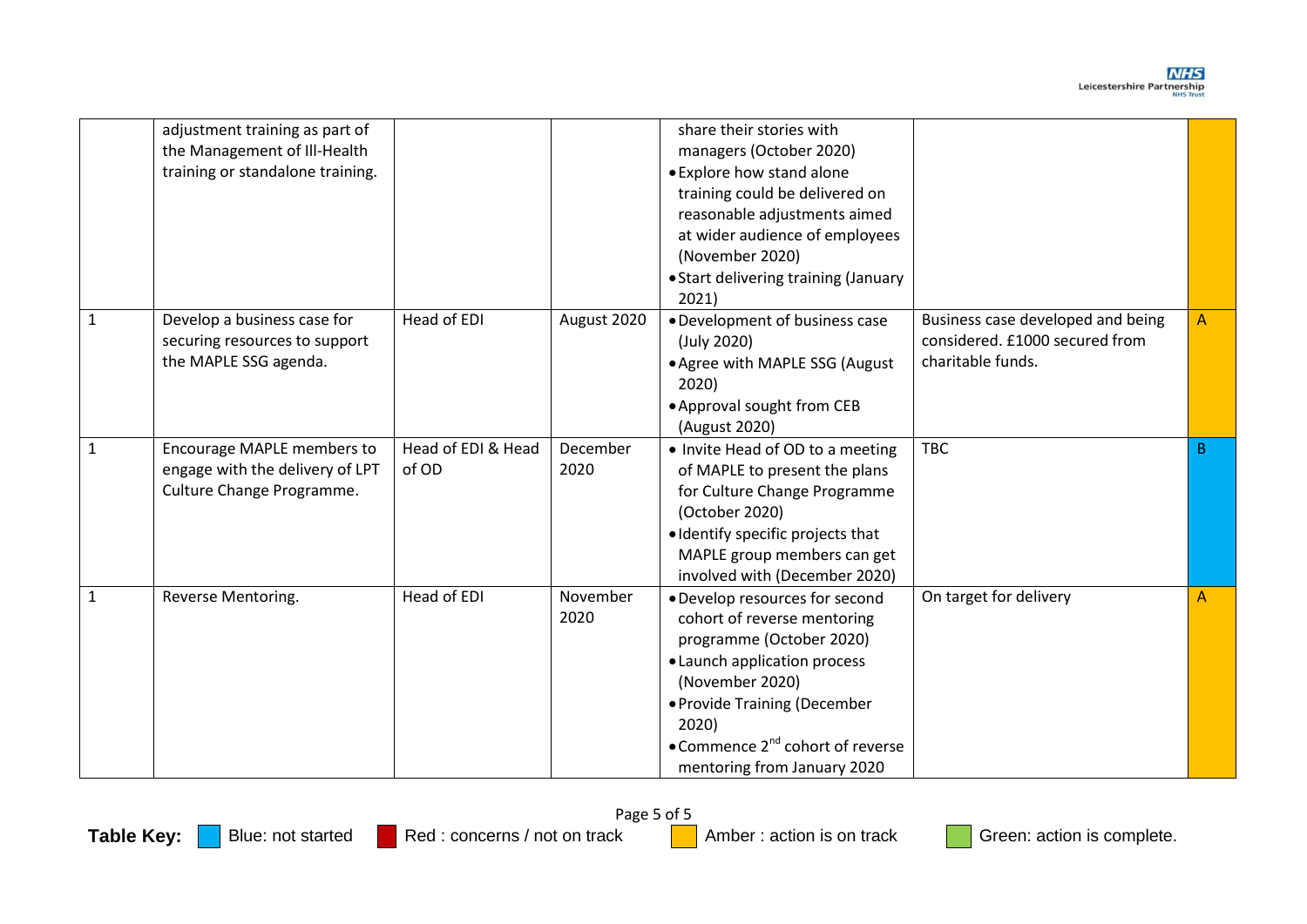| | | | | | | |
|---|---|---|---|---|---|---|
| | adjustment training as part of the Management of Ill-Health training or standalone training. | | | share their stories with managers (October 2020)<br>• Explore how stand alone training could be delivered on reasonable adjustments aimed at wider audience of employees (November 2020)<br>• Start delivering training (January 2021) | | |
| 1 | Develop a business case for securing resources to support the MAPLE SSG agenda. | Head of EDI | August 2020 | • Development of business case (July 2020)<br>• Agree with MAPLE SSG (August 2020)<br>• Approval sought from CEB (August 2020) | Business case developed and being considered. £1000 secured from charitable funds. | A |
| 1 | Encourage MAPLE members to engage with the delivery of LPT Culture Change Programme. | Head of EDI & Head of OD | December 2020 | • Invite Head of OD to a meeting of MAPLE to present the plans for Culture Change Programme (October 2020)<br>• Identify specific projects that MAPLE group members can get involved with (December 2020) | TBC | B |
| 1 | Reverse Mentoring. | Head of EDI | November 2020 | • Develop resources for second cohort of reverse mentoring programme (October 2020)<br>• Launch application process (November 2020)<br>• Provide Training (December 2020)<br>• Commence 2nd cohort of reverse mentoring from January 2020 | On target for delivery | A |

**Table Key:** Blue: not started | Red : concerns / not on track | Amber : action is on track | Green: action is complete.